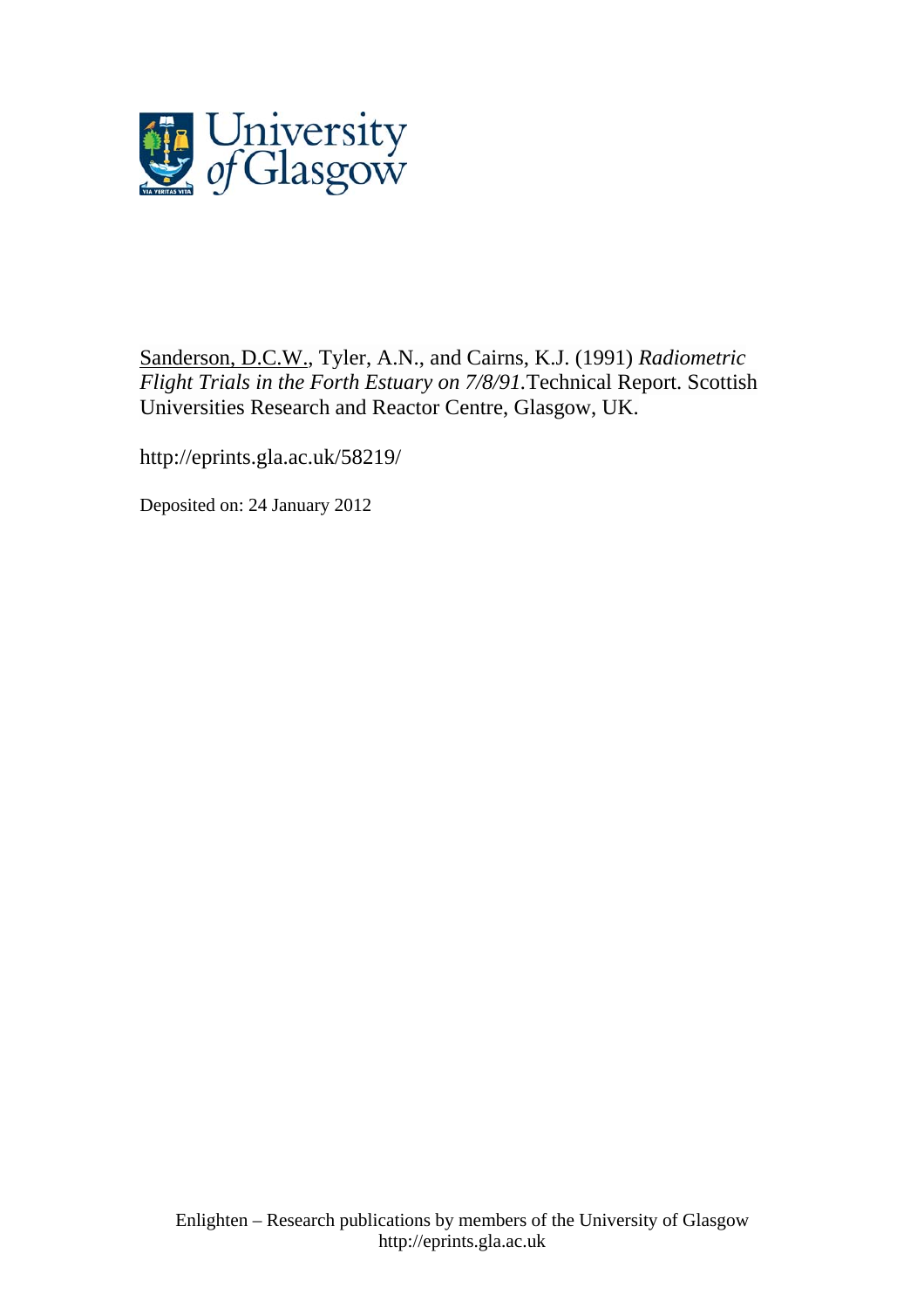University of Glasgow

Sanderson, D.C.W., Tyler, A.N., and Cairns, K.J. (1991) *Radiometric Flight Trials in the Forth Estuary on 7/8/91.* Technical Report. Scottish Universities Research and Reactor Centre, Glasgow, UK.

http://eprints.gla.ac.uk/58219/

Deposited on: 24 January 2012

Enlighten – Research publications by members of the University of Glasgow
http://eprints.gla.ac.uk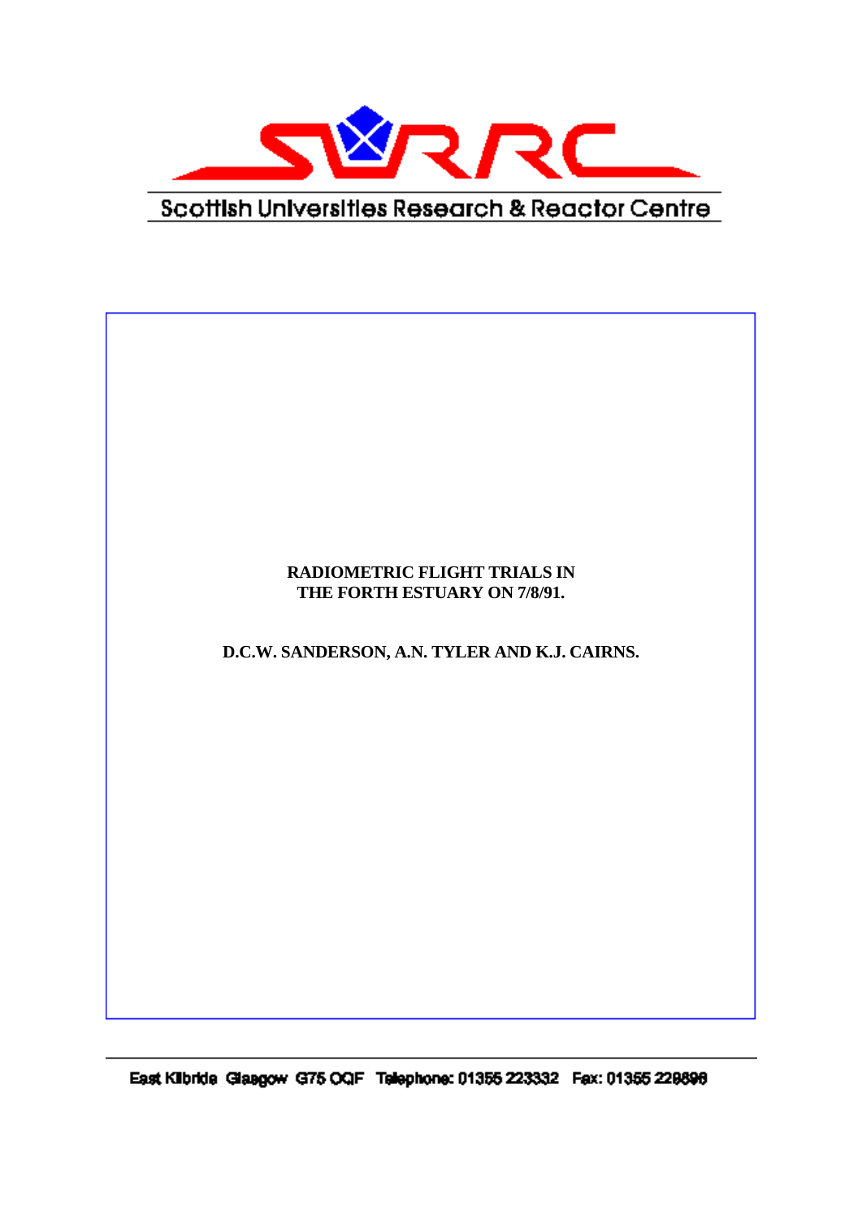Scottish Universities Research & Reactor Centre

**RADIOMETRIC FLIGHT TRIALS IN THE FORTH ESTUARY ON 7/8/91.**

**D.C.W. SANDERSON, A.N. TYLER AND K.J. CAIRNS.**

East Kilbride Glasgow G75 0QF Telephone: 01355 223332 Fax: 01355 229898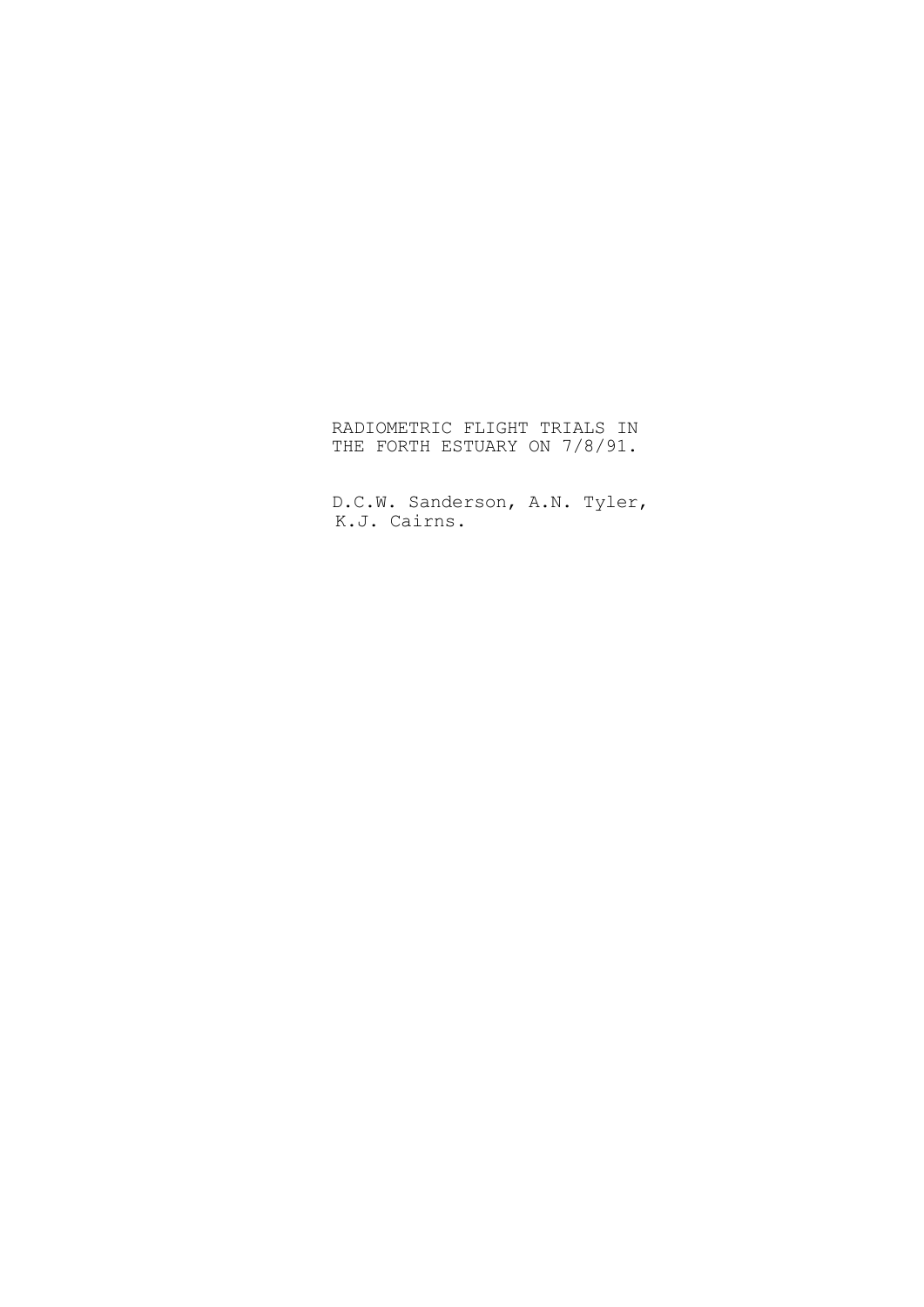# RADIOMETRIC FLIGHT TRIALS IN THE FORTH ESTUARY ON 7/8/91.

D.C.W. Sanderson, A.N. Tyler, K.J. Cairns.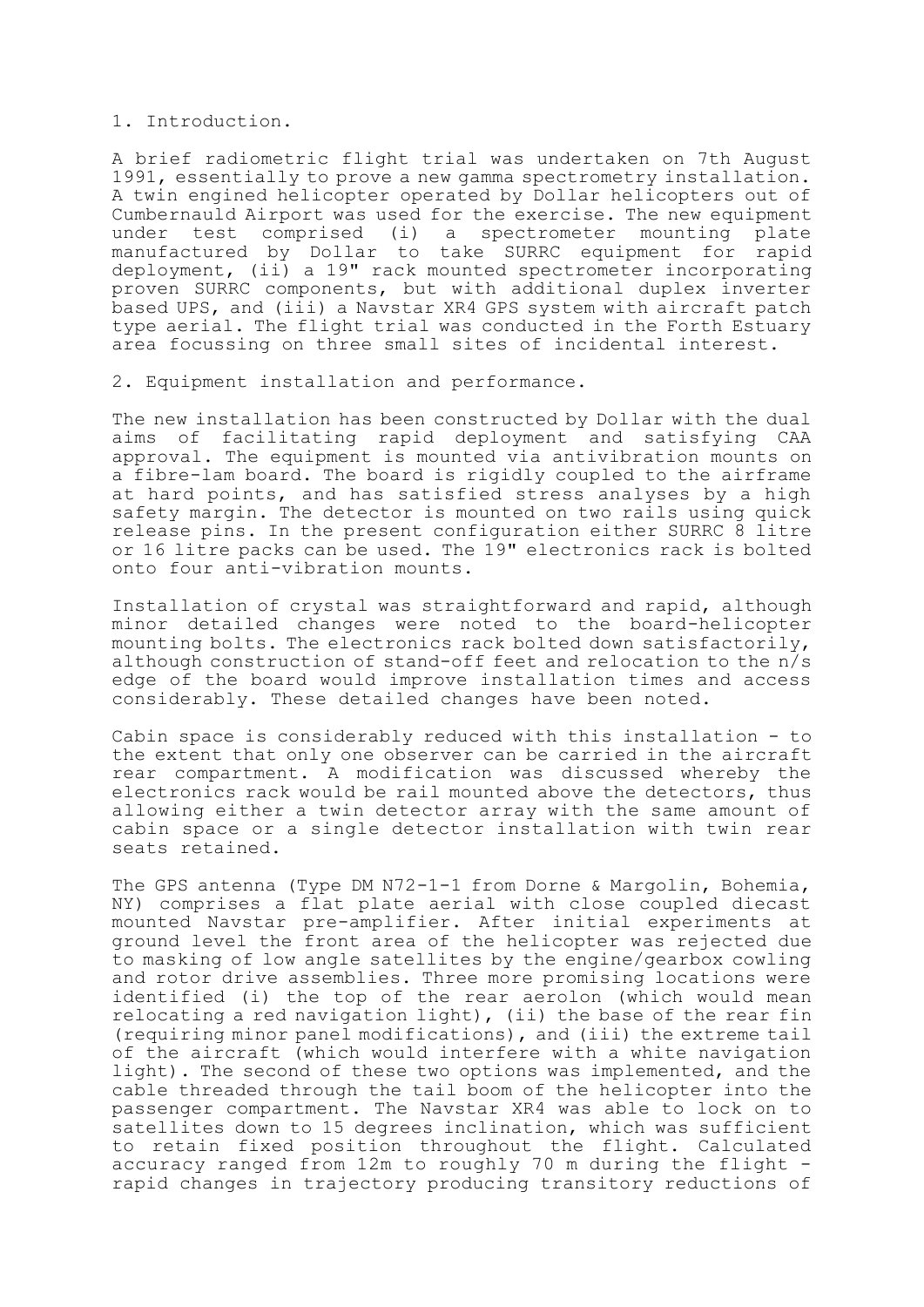## 1. Introduction.

A brief radiometric flight trial was undertaken on 7th August 1991, essentially to prove a new gamma spectrometry installation. A twin engined helicopter operated by Dollar helicopters out of Cumbernauld Airport was used for the exercise. The new equipment under test comprised (i) a spectrometer mounting plate manufactured by Dollar to take SURRC equipment for rapid deployment, (ii) a 19" rack mounted spectrometer incorporating proven SURRC components, but with additional duplex inverter based UPS, and (iii) a Navstar XR4 GPS system with aircraft patch type aerial. The flight trial was conducted in the Forth Estuary area focussing on three small sites of incidental interest.

## 2. Equipment installation and performance.

The new installation has been constructed by Dollar with the dual aims of facilitating rapid deployment and satisfying CAA approval. The equipment is mounted via antivibration mounts on a fibre-lam board. The board is rigidly coupled to the airframe at hard points, and has satisfied stress analyses by a high safety margin. The detector is mounted on two rails using quick release pins. In the present configuration either SURRC 8 litre or 16 litre packs can be used. The 19" electronics rack is bolted onto four anti-vibration mounts.

Installation of crystal was straightforward and rapid, although minor detailed changes were noted to the board-helicopter mounting bolts. The electronics rack bolted down satisfactorily, although construction of stand-off feet and relocation to the n/s edge of the board would improve installation times and access considerably. These detailed changes have been noted.

Cabin space is considerably reduced with this installation - to the extent that only one observer can be carried in the aircraft rear compartment. A modification was discussed whereby the electronics rack would be rail mounted above the detectors, thus allowing either a twin detector array with the same amount of cabin space or a single detector installation with twin rear seats retained.

The GPS antenna (Type DM N72-1-1 from Dorne & Margolin, Bohemia, NY) comprises a flat plate aerial with close coupled diecast mounted Navstar pre-amplifier. After initial experiments at ground level the front area of the helicopter was rejected due to masking of low angle satellites by the engine/gearbox cowling and rotor drive assemblies. Three more promising locations were identified (i) the top of the rear aerolon (which would mean relocating a red navigation light), (ii) the base of the rear fin (requiring minor panel modifications), and (iii) the extreme tail of the aircraft (which would interfere with a white navigation light). The second of these two options was implemented, and the cable threaded through the tail boom of the helicopter into the passenger compartment. The Navstar XR4 was able to lock on to satellites down to 15 degrees inclination, which was sufficient to retain fixed position throughout the flight. Calculated accuracy ranged from 12m to roughly 70 m during the flight - rapid changes in trajectory producing transitory reductions of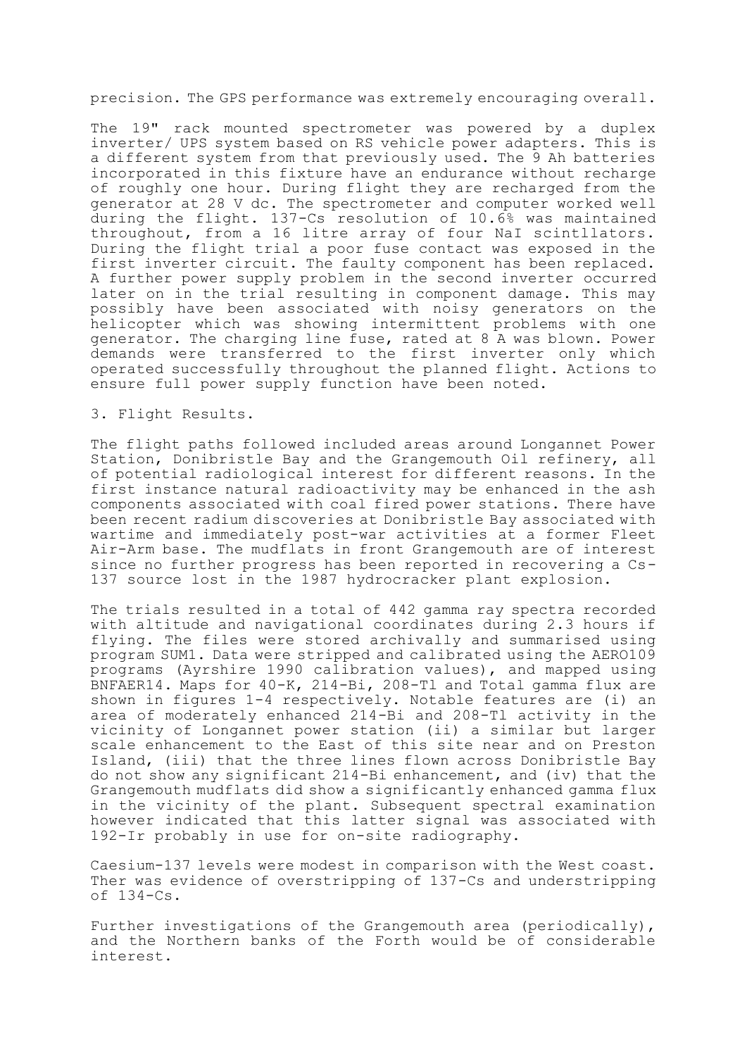precision. The GPS performance was extremely encouraging overall.

The 19" rack mounted spectrometer was powered by a duplex inverter/ UPS system based on RS vehicle power adapters. This is a different system from that previously used. The 9 Ah batteries incorporated in this fixture have an endurance without recharge of roughly one hour. During flight they are recharged from the generator at 28 V dc. The spectrometer and computer worked well during the flight. 137-Cs resolution of 10.6% was maintained throughout, from a 16 litre array of four NaI scintllators. During the flight trial a poor fuse contact was exposed in the first inverter circuit. The faulty component has been replaced. A further power supply problem in the second inverter occurred later on in the trial resulting in component damage. This may possibly have been associated with noisy generators on the helicopter which was showing intermittent problems with one generator. The charging line fuse, rated at 8 A was blown. Power demands were transferred to the first inverter only which operated successfully throughout the planned flight. Actions to ensure full power supply function have been noted.

## 3. Flight Results.

The flight paths followed included areas around Longannet Power Station, Donibristle Bay and the Grangemouth Oil refinery, all of potential radiological interest for different reasons. In the first instance natural radioactivity may be enhanced in the ash components associated with coal fired power stations. There have been recent radium discoveries at Donibristle Bay associated with wartime and immediately post-war activities at a former Fleet Air-Arm base. The mudflats in front Grangemouth are of interest since no further progress has been reported in recovering a Cs-137 source lost in the 1987 hydrocracker plant explosion.

The trials resulted in a total of 442 gamma ray spectra recorded with altitude and navigational coordinates during 2.3 hours if flying. The files were stored archivally and summarised using program SUM1. Data were stripped and calibrated using the AERO109 programs (Ayrshire 1990 calibration values), and mapped using BNFAER14. Maps for 40-K, 214-Bi, 208-Tl and Total gamma flux are shown in figures 1-4 respectively. Notable features are (i) an area of moderately enhanced 214-Bi and 208-Tl activity in the vicinity of Longannet power station (ii) a similar but larger scale enhancement to the East of this site near and on Preston Island, (iii) that the three lines flown across Donibristle Bay do not show any significant 214-Bi enhancement, and (iv) that the Grangemouth mudflats did show a significantly enhanced gamma flux in the vicinity of the plant. Subsequent spectral examination however indicated that this latter signal was associated with 192-Ir probably in use for on-site radiography.

Caesium-137 levels were modest in comparison with the West coast. Ther was evidence of overstripping of 137-Cs and understripping of 134-Cs.

Further investigations of the Grangemouth area (periodically), and the Northern banks of the Forth would be of considerable interest.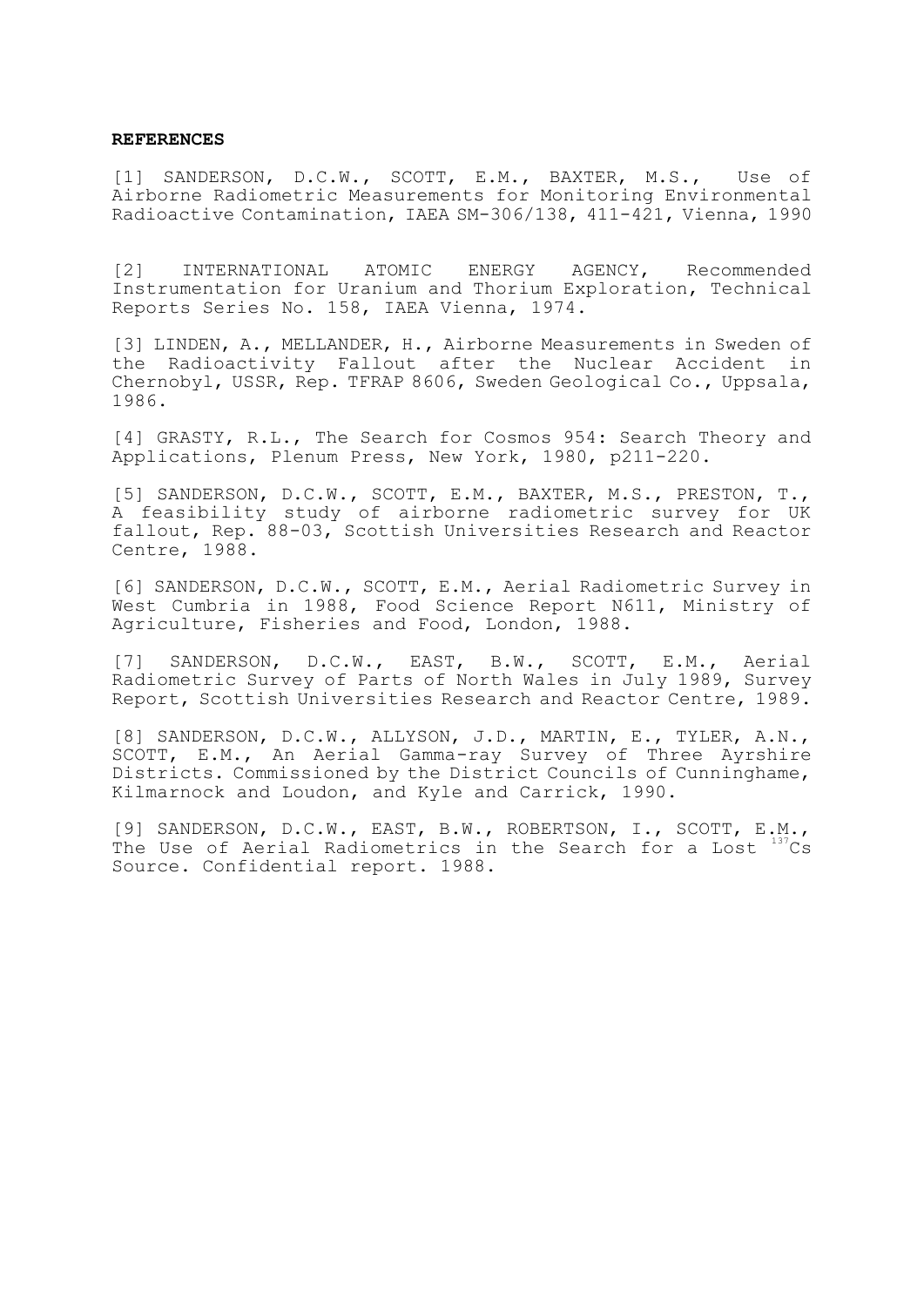**REFERENCES**

[1] SANDERSON, D.C.W., SCOTT, E.M., BAXTER, M.S., Use of Airborne Radiometric Measurements for Monitoring Environmental Radioactive Contamination, IAEA SM-306/138, 411-421, Vienna, 1990

[2] INTERNATIONAL ATOMIC ENERGY AGENCY, Recommended Instrumentation for Uranium and Thorium Exploration, Technical Reports Series No. 158, IAEA Vienna, 1974.

[3] LINDEN, A., MELLANDER, H., Airborne Measurements in Sweden of the Radioactivity Fallout after the Nuclear Accident in Chernobyl, USSR, Rep. TFRAP 8606, Sweden Geological Co., Uppsala, 1986.

[4] GRASTY, R.L., The Search for Cosmos 954: Search Theory and Applications, Plenum Press, New York, 1980, p211-220.

[5] SANDERSON, D.C.W., SCOTT, E.M., BAXTER, M.S., PRESTON, T., A feasibility study of airborne radiometric survey for UK fallout, Rep. 88-03, Scottish Universities Research and Reactor Centre, 1988.

[6] SANDERSON, D.C.W., SCOTT, E.M., Aerial Radiometric Survey in West Cumbria in 1988, Food Science Report N611, Ministry of Agriculture, Fisheries and Food, London, 1988.

[7] SANDERSON, D.C.W., EAST, B.W., SCOTT, E.M., Aerial Radiometric Survey of Parts of North Wales in July 1989, Survey Report, Scottish Universities Research and Reactor Centre, 1989.

[8] SANDERSON, D.C.W., ALLYSON, J.D., MARTIN, E., TYLER, A.N., SCOTT, E.M., An Aerial Gamma-ray Survey of Three Ayrshire Districts. Commissioned by the District Councils of Cunninghame, Kilmarnock and Loudon, and Kyle and Carrick, 1990.

[9] SANDERSON, D.C.W., EAST, B.W., ROBERTSON, I., SCOTT, E.M., The Use of Aerial Radiometrics in the Search for a Lost $^{137}Cs$ Source. Confidential report. 1988.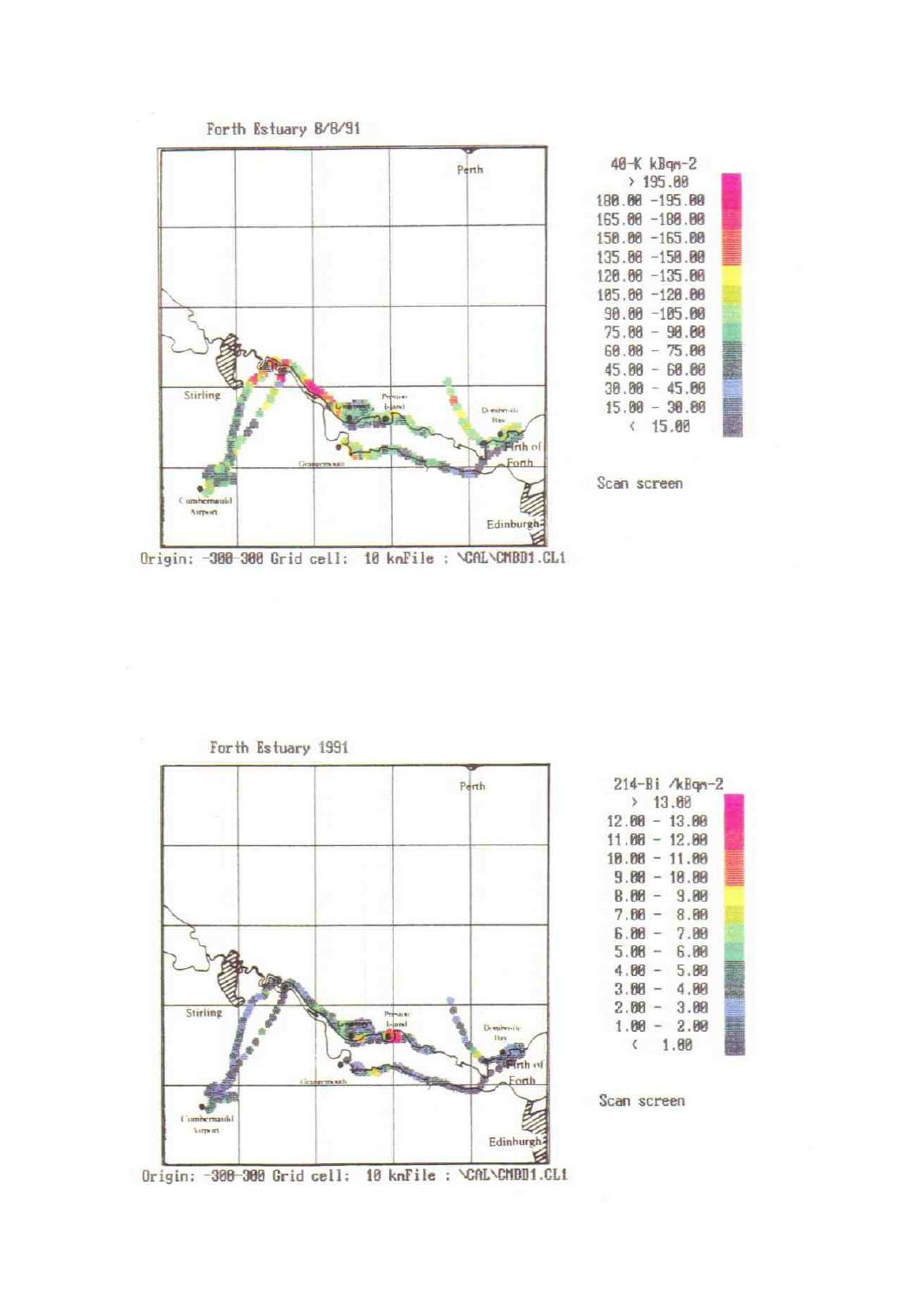Forth Estuary 8/8/91

| 40-K kBqm-2 |
| --- |
| > 195.00 |
| 180.00 -195.00 |
| 165.00 -180.00 |
| 150.00 -165.00 |
| 135.00 -150.00 |
| 120.00 -135.00 |
| 105.00 -120.00 |
| 90.00 -105.00 |
| 75.00 - 90.00 |
| 60.00 - 75.00 |
| 45.00 - 60.00 |
| 30.00 - 45.00 |
| 15.00 - 30.00 |
| < 15.00 |

Scan screen

Origin: -300-300 Grid cell: 10 kmFile : \CAL\CMBD1.CL1

Forth Estuary 1991

| 214-Bi /kBqm-2 |
| --- |
| > 13.00 |
| 12.00 - 13.00 |
| 11.00 - 12.00 |
| 10.00 - 11.00 |
| 9.00 - 10.00 |
| 8.00 - 9.00 |
| 7.00 - 8.00 |
| 6.00 - 7.00 |
| 5.00 - 6.00 |
| 4.00 - 5.00 |
| 3.00 - 4.00 |
| 2.00 - 3.00 |
| 1.00 - 2.00 |
| < 1.00 |

Scan screen

Origin: -300-300 Grid cell: 10 kmFile : \CAL\CMBD1.CL1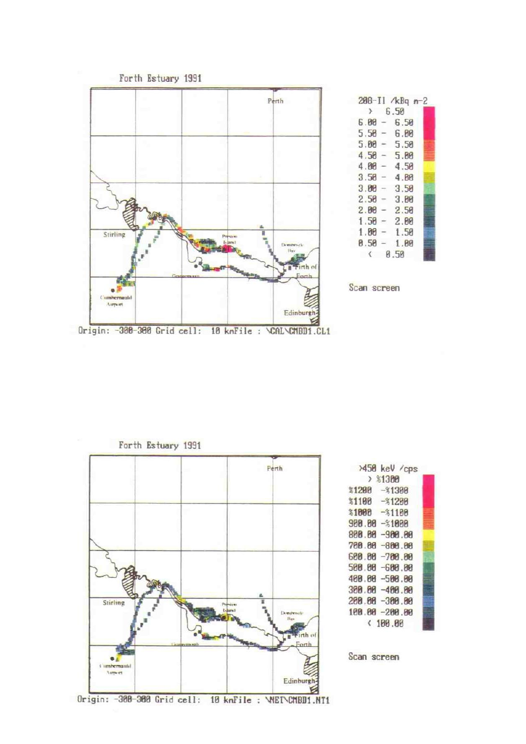Forth Estuary 1991

Perth

Stirling

Preston Island

Dunmesick Bay

Firth of Forth

Grangemouth

Cumbernauld Airport

Edinburgh

208-Tl /kBq m-2

\> 6.50

6.00 - 6.50

5.50 - 6.00

5.00 - 5.50

4.50 - 5.00

4.00 - 4.50

3.50 - 4.00

3.00 - 3.50

2.50 - 3.00

2.00 - 2.50

1.50 - 2.00

1.00 - 1.50

0.50 - 1.00

< 0.50

Scan screen

Origin: -300-300 Grid cell: 10 kmFile : \CAL\CMBD1.CL1

Forth Estuary 1991

Perth

Stirling

Preston Island

Dunmesick Bay

Firth of Forth

Grangemouth

Cumbernauld Airport

Edinburgh

\>450 keV /cps

\> %1300

%1200 -%1300

%1100 -%1200

%1000 -%1100

900.00 -%1000

800.00 -900.00

700.00 -800.00

600.00 -700.00

500.00 -600.00

400.00 -500.00

300.00 -400.00

200.00 -300.00

100.00 -200.00

< 100.00

Scan screen

Origin: -300-300 Grid cell: 10 kmFile : \NET\CMBD1.NT1